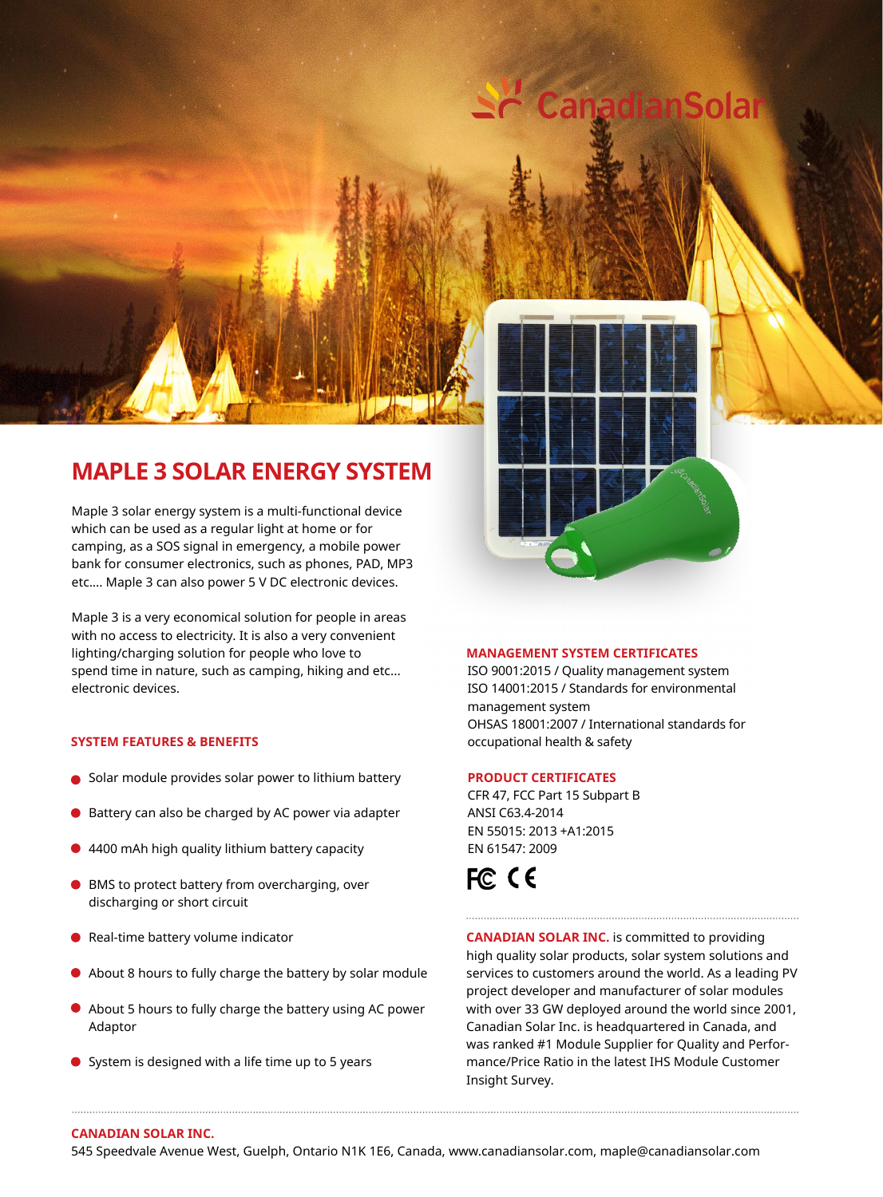# MAPLE 3 SOLAR ENERGY SYSTEM

Maple 3 solar energy system is a multi-functional device which can be used as a regular light at home or for camping, as a SOS signal in emergency, a mobile power bank for consumer electronics, such as phones, PAD, MP3 etc.... Maple 3 can also power 5 V DC electronic devices.

Maple 3 is a very economical solution for people in areas with no access to electricity. It is also a very convenient lighting/charging solution for people who love to spend time in nature, such as camping, hiking and etc... electronic devices.

### SYSTEM FEATURES & BENEFITS

- Solar module provides solar power to lithium battery
- Battery can also be charged by AC power via adapter
- 4400 mAh high quality lithium battery capacity
- BMS to protect battery from overcharging, over discharging or short circuit
- Real-time battery volume indicator
- About 8 hours to fully charge the battery by solar module
- About 5 hours to fully charge the battery using AC power Adaptor
- System is designed with a life time up to 5 years

### MANAGEMENT SYSTEM CERTIFICATES

ISO 9001:2015 / Quality management system
ISO 14001:2015 / Standards for environmental management system
OHSAS 18001:2007 / International standards for occupational health & safety

### PRODUCT CERTIFICATES

CFR 47, FCC Part 15 Subpart B
ANSI C63.4-2014
EN 55015: 2013 +A1:2015
EN 61547: 2009

FC CE

**CANADIAN SOLAR INC.** is committed to providing high quality solar products, solar system solutions and services to customers around the world. As a leading PV project developer and manufacturer of solar modules with over 33 GW deployed around the world since 2001, Canadian Solar Inc. is headquartered in Canada, and was ranked #1 Module Supplier for Quality and Performance/Price Ratio in the latest IHS Module Customer Insight Survey.

**CANADIAN SOLAR INC.**
545 Speedvale Avenue West, Guelph, Ontario N1K 1E6, Canada, www.canadiansolar.com, maple@canadiansolar.com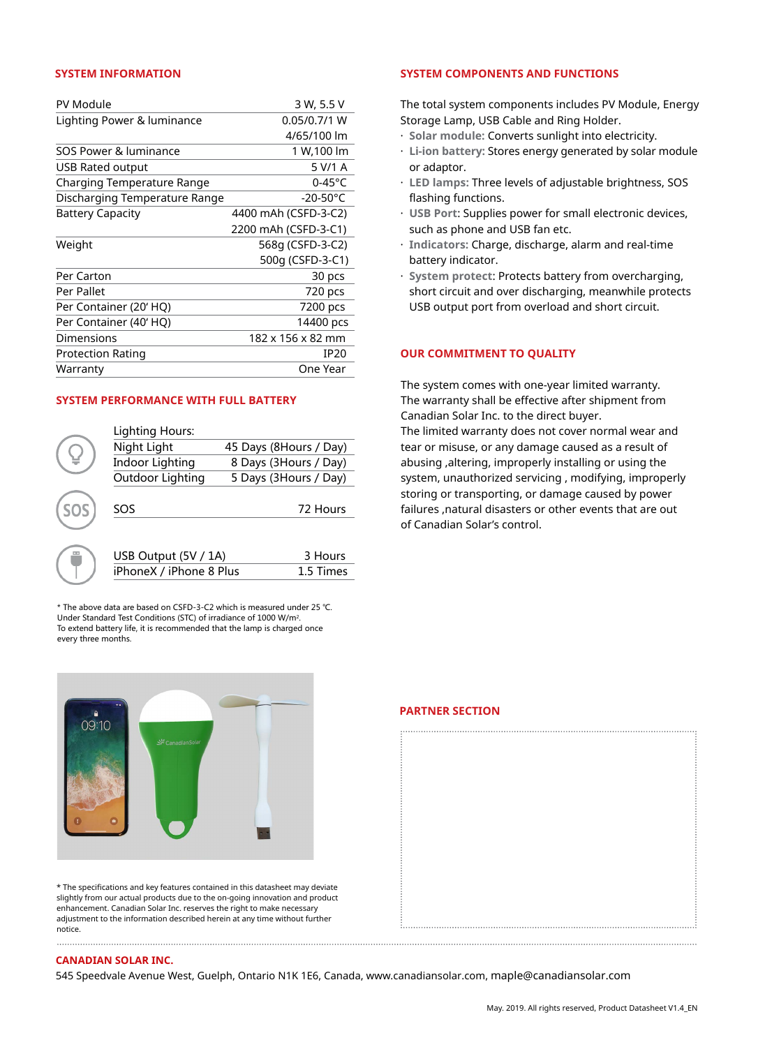## SYSTEM INFORMATION

| | |
|---|---|
| PV Module | 3 W, 5.5 V |
| Lighting Power & luminance | 0.05/0.7/1 W<br>4/65/100 lm |
| SOS Power & luminance | 1 W,100 lm |
| USB Rated output | 5 V/1 A |
| Charging Temperature Range | 0-45°C |
| Discharging Temperature Range | -20-50°C |
| Battery Capacity | 4400 mAh (CSFD-3-C2)<br>2200 mAh (CSFD-3-C1) |
| Weight | 568g (CSFD-3-C2)<br>500g (CSFD-3-C1) |
| Per Carton | 30 pcs |
| Per Pallet | 720 pcs |
| Per Container (20' HQ) | 7200 pcs |
| Per Container (40' HQ) | 14400 pcs |
| Dimensions | 182 x 156 x 82 mm |
| Protection Rating | IP20 |
| Warranty | One Year |

## SYSTEM PERFORMANCE WITH FULL BATTERY

| | |
|---|---|
| Lighting Hours: | |
| Night Light | 45 Days (8Hours / Day) |
| Indoor Lighting | 8 Days (3Hours / Day) |
| Outdoor Lighting | 5 Days (3Hours / Day) |
| SOS | 72 Hours |
| USB Output (5V / 1A) | 3 Hours |
| iPhoneX / iPhone 8 Plus | 1.5 Times |

* The above data are based on CSFD-3-C2 which is measured under 25 ℃.
Under Standard Test Conditions (STC) of irradiance of 1000 W/m².
To extend battery life, it is recommended that the lamp is charged once every three months.

* The specifications and key features contained in this datasheet may deviate slightly from our actual products due to the on-going innovation and product enhancement. Canadian Solar Inc. reserves the right to make necessary adjustment to the information described herein at any time without further notice.

## SYSTEM COMPONENTS AND FUNCTIONS

The total system components includes PV Module, Energy Storage Lamp, USB Cable and Ring Holder.

- **Solar module:** Converts sunlight into electricity.
- **Li-ion battery:** Stores energy generated by solar module or adaptor.
- **LED lamps:** Three levels of adjustable brightness, SOS flashing functions.
- **USB Port**: Supplies power for small electronic devices, such as phone and USB fan etc.
- **Indicators:** Charge, discharge, alarm and real-time battery indicator.
- **System protect**: Protects battery from overcharging, short circuit and over discharging, meanwhile protects USB output port from overload and short circuit.

## OUR COMMITMENT TO QUALITY

The system comes with one-year limited warranty.
The warranty shall be effective after shipment from Canadian Solar Inc. to the direct buyer.
The limited warranty does not cover normal wear and tear or misuse, or any damage caused as a result of abusing ,altering, improperly installing or using the system, unauthorized servicing , modifying, improperly storing or transporting, or damage caused by power failures ,natural disasters or other events that are out of Canadian Solar's control.

## PARTNER SECTION

**CANADIAN SOLAR INC.**

545 Speedvale Avenue West, Guelph, Ontario N1K 1E6, Canada, www.canadiansolar.com, maple@canadiansolar.com

May. 2019. All rights reserved, Product Datasheet V1.4_EN